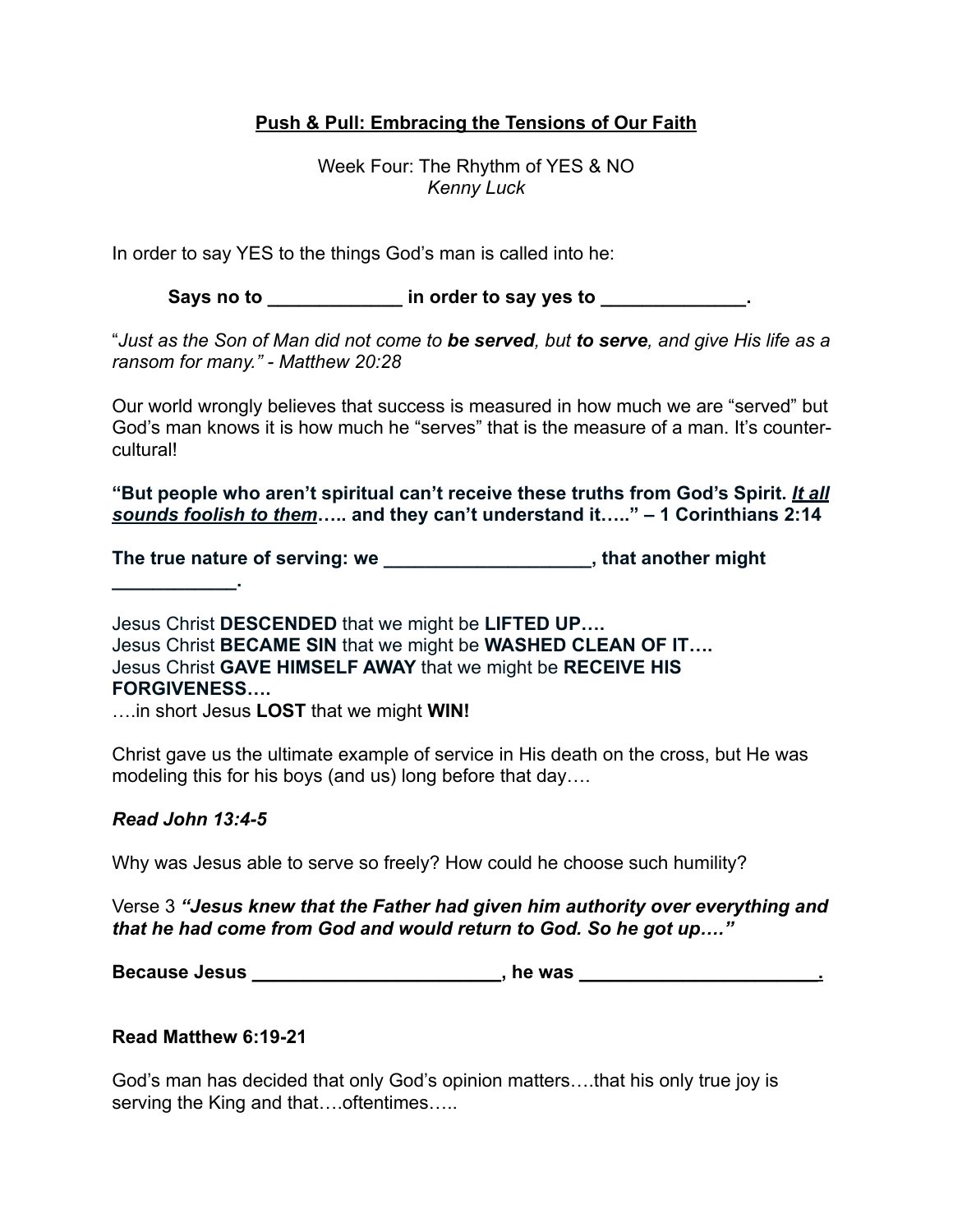**Push & Pull: Embracing the Tensions of Our Faith**

Week Four: The Rhythm of YES & NO
*Kenny Luck*

In order to say YES to the things God's man is called into he:

**Says no to _____________ in order to say yes to ______________.**

"*Just as the Son of Man did not come to **be served**, but **to serve**, and give His life as a ransom for many." - Matthew 20:28*

Our world wrongly believes that success is measured in how much we are "served" but God's man knows it is how much he "serves" that is the measure of a man. It's counter-cultural!

**"But people who aren't spiritual can't receive these truths from God's Spirit. *It all sounds foolish to them*….. and they can't understand it….." – 1 Corinthians 2:14**

**The true nature of serving: we ____________________, that another might ____________.**

Jesus Christ **DESCENDED** that we might be **LIFTED UP….**
Jesus Christ **BECAME SIN** that we might be **WASHED CLEAN OF IT….**
Jesus Christ **GAVE HIMSELF AWAY** that we might be **RECEIVE HIS FORGIVENESS….**
….in short Jesus **LOST** that we might **WIN!**

Christ gave us the ultimate example of service in His death on the cross, but He was modeling this for his boys (and us) long before that day….

***Read John 13:4-5***

Why was Jesus able to serve so freely? How could he choose such humility?

Verse 3 ***"Jesus knew that the Father had given him authority over everything and that he had come from God and would return to God. So he got up…."***

**Because Jesus ________________________, he was _______________________.**

**Read Matthew 6:19-21**

God's man has decided that only God's opinion matters….that his only true joy is serving the King and that….oftentimes…..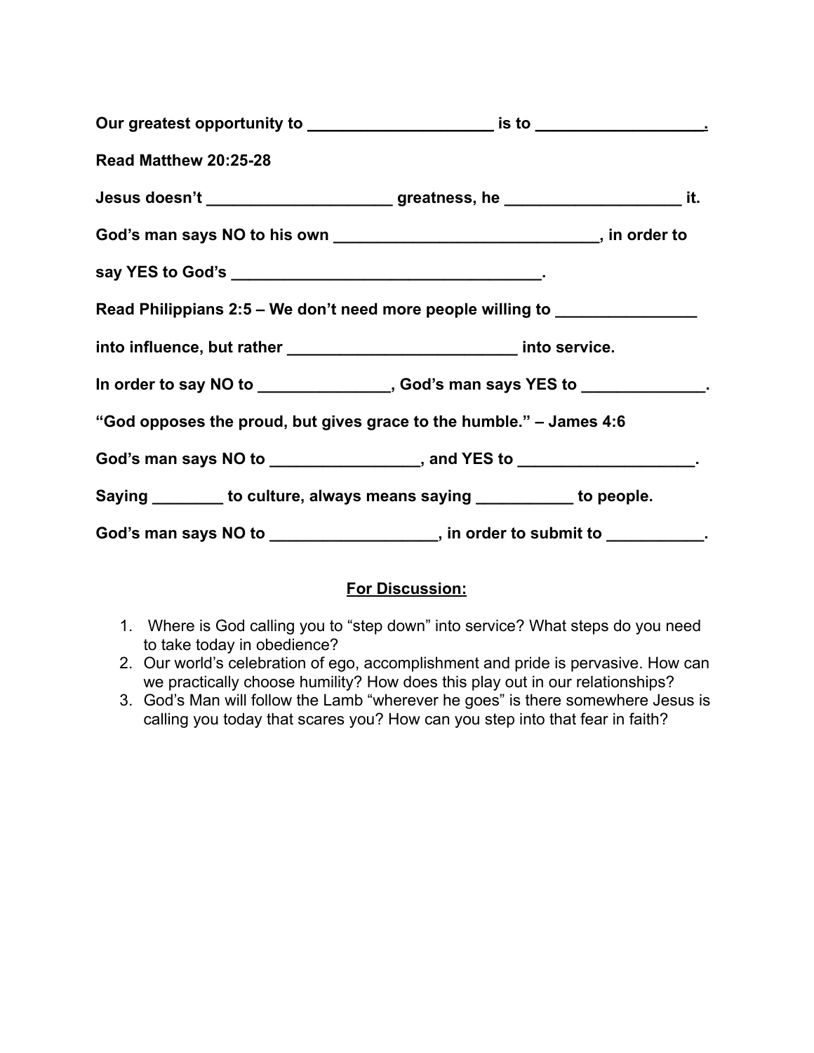**Our greatest opportunity to ____________________ is to __________________.**

**Read Matthew 20:25-28**

**Jesus doesn't ____________________ greatness, he ___________________ it.**

**God's man says NO to his own _____________________________, in order to say YES to God's __________________________________.**

**Read Philippians 2:5 – We don't need more people willing to _______________ into influence, but rather _________________________ into service.**

**In order to say NO to ______________, God's man says YES to _____________.**

**"God opposes the proud, but gives grace to the humble." – James 4:6**

**God's man says NO to ________________, and YES to ___________________.**

**Saying ________ to culture, always means saying __________ to people.**

**God's man says NO to __________________, in order to submit to __________.**

**<u>For Discussion:</u>**

1. Where is God calling you to "step down" into service? What steps do you need to take today in obedience?
2. Our world's celebration of ego, accomplishment and pride is pervasive. How can we practically choose humility? How does this play out in our relationships?
3. God's Man will follow the Lamb "wherever he goes" is there somewhere Jesus is calling you today that scares you? How can you step into that fear in faith?